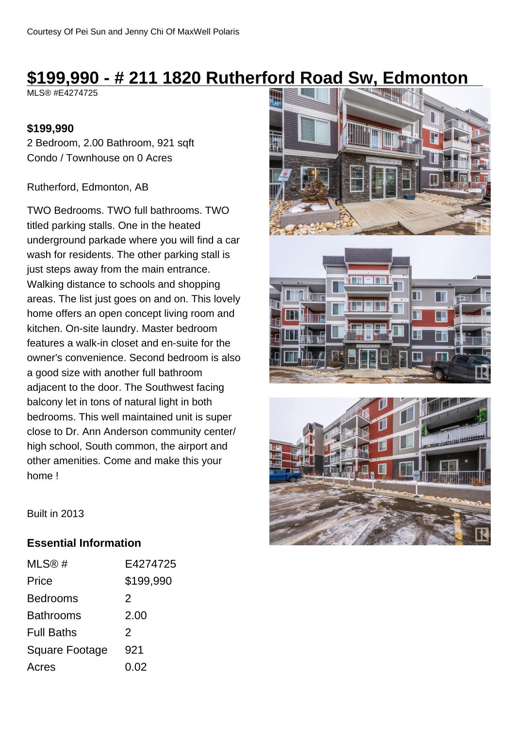Courtesy Of Pei Sun and Jenny Chi Of MaxWell Polaris

# $199,990 - # 211 1820 Rutherford Road Sw, Edmonton

MLS® #E4274725

**$199,990**

2 Bedroom, 2.00 Bathroom, 921 sqft

Condo / Townhouse on 0 Acres

Rutherford, Edmonton, AB

TWO Bedrooms. TWO full bathrooms. TWO titled parking stalls. One in the heated underground parkade where you will find a car wash for residents. The other parking stall is just steps away from the main entrance. Walking distance to schools and shopping areas. The list just goes on and on. This lovely home offers an open concept living room and kitchen. On-site laundry. Master bedroom features a walk-in closet and en-suite for the owner's convenience. Second bedroom is also a good size with another full bathroom adjacent to the door. The Southwest facing balcony let in tons of natural light in both bedrooms. This well maintained unit is super close to Dr. Ann Anderson community center/ high school, South common, the airport and other amenities. Come and make this your home !

Built in 2013

## Essential Information

| | |
|---|---|
| MLS® # | E4274725 |
| Price | $199,990 |
| Bedrooms | 2 |
| Bathrooms | 2.00 |
| Full Baths | 2 |
| Square Footage | 921 |
| Acres | 0.02 |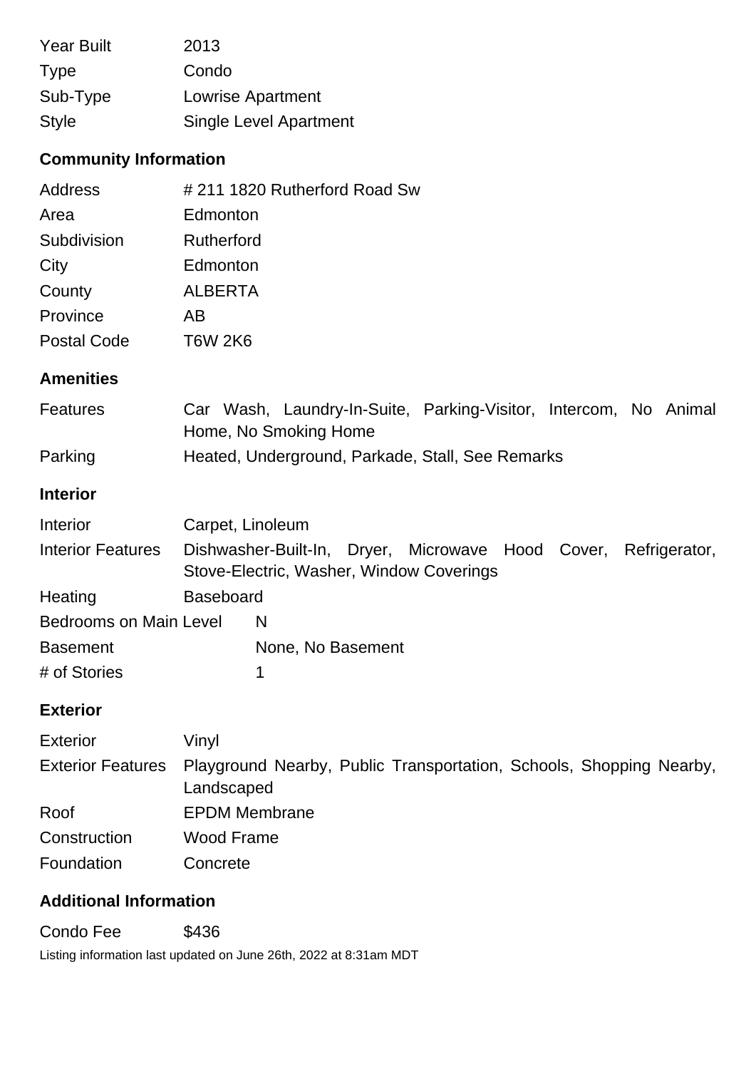| | |
|---|---|
| Year Built | 2013 |
| Type | Condo |
| Sub-Type | Lowrise Apartment |
| Style | Single Level Apartment |

## Community Information

| | |
|---|---|
| Address | # 211 1820 Rutherford Road Sw |
| Area | Edmonton |
| Subdivision | Rutherford |
| City | Edmonton |
| County | ALBERTA |
| Province | AB |
| Postal Code | T6W 2K6 |

## Amenities

| | |
|---|---|
| Features | Car Wash, Laundry-In-Suite, Parking-Visitor, Intercom, No Animal Home, No Smoking Home |
| Parking | Heated, Underground, Parkade, Stall, See Remarks |

## Interior

| | |
|---|---|
| Interior | Carpet, Linoleum |
| Interior Features | Dishwasher-Built-In, Dryer, Microwave Hood Cover, Refrigerator, Stove-Electric, Washer, Window Coverings |
| Heating | Baseboard |
| Bedrooms on Main Level | N |
| Basement | None, No Basement |
| # of Stories | 1 |

## Exterior

| | |
|---|---|
| Exterior | Vinyl |
| Exterior Features | Playground Nearby, Public Transportation, Schools, Shopping Nearby, Landscaped |
| Roof | EPDM Membrane |
| Construction | Wood Frame |
| Foundation | Concrete |

## Additional Information

| | |
|---|---|
| Condo Fee | $436 |

Listing information last updated on June 26th, 2022 at 8:31am MDT